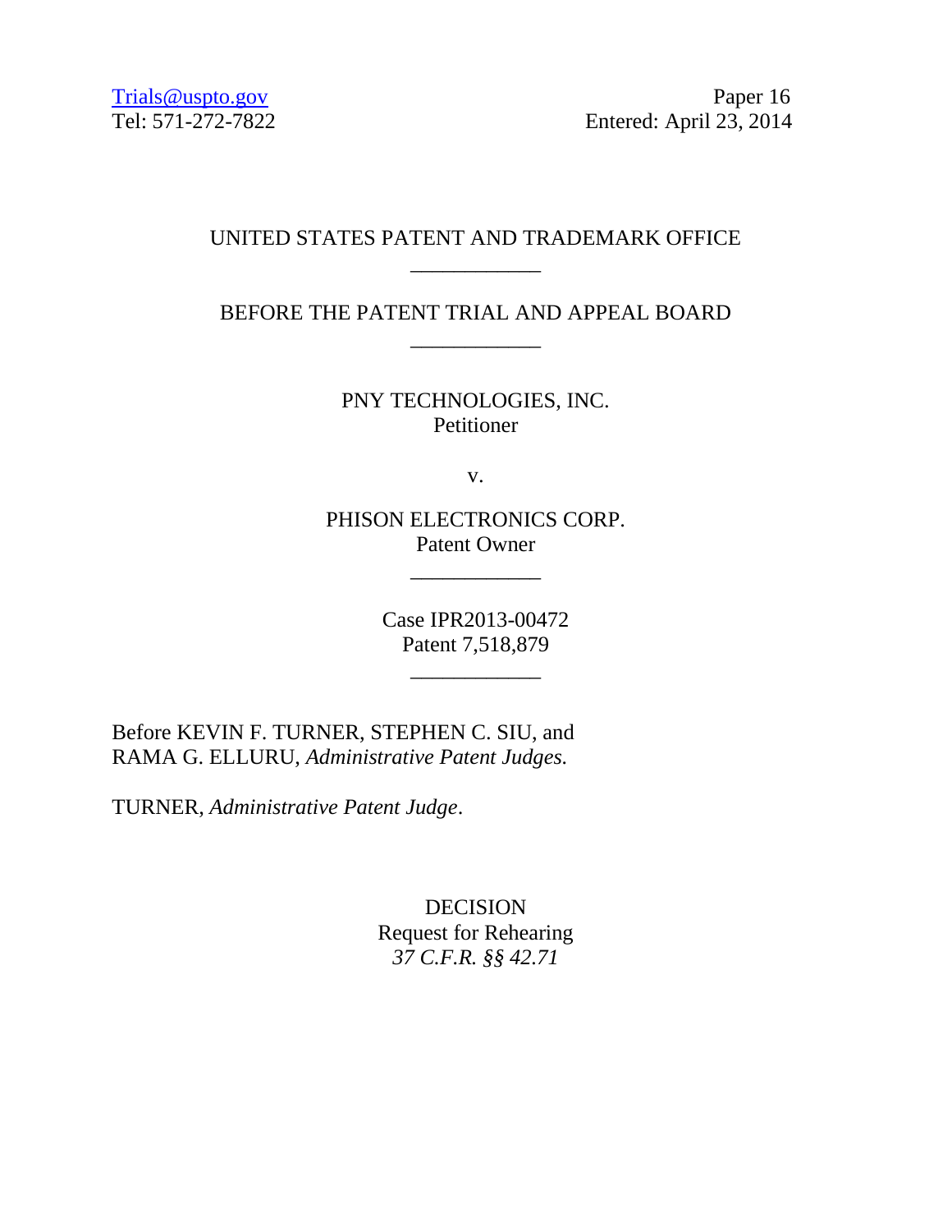Trials@uspto.gov
Tel: 571-272-7822

Paper 16
Entered: April 23, 2014

UNITED STATES PATENT AND TRADEMARK OFFICE

---

BEFORE THE PATENT TRIAL AND APPEAL BOARD

---

PNY TECHNOLOGIES, INC.
Petitioner

v.

PHISON ELECTRONICS CORP.
Patent Owner

---

Case IPR2013-00472
Patent 7,518,879

---

Before KEVIN F. TURNER, STEPHEN C. SIU, and RAMA G. ELLURU, *Administrative Patent Judges.*

TURNER, *Administrative Patent Judge*.

DECISION
Request for Rehearing
*37 C.F.R. §§ 42.71*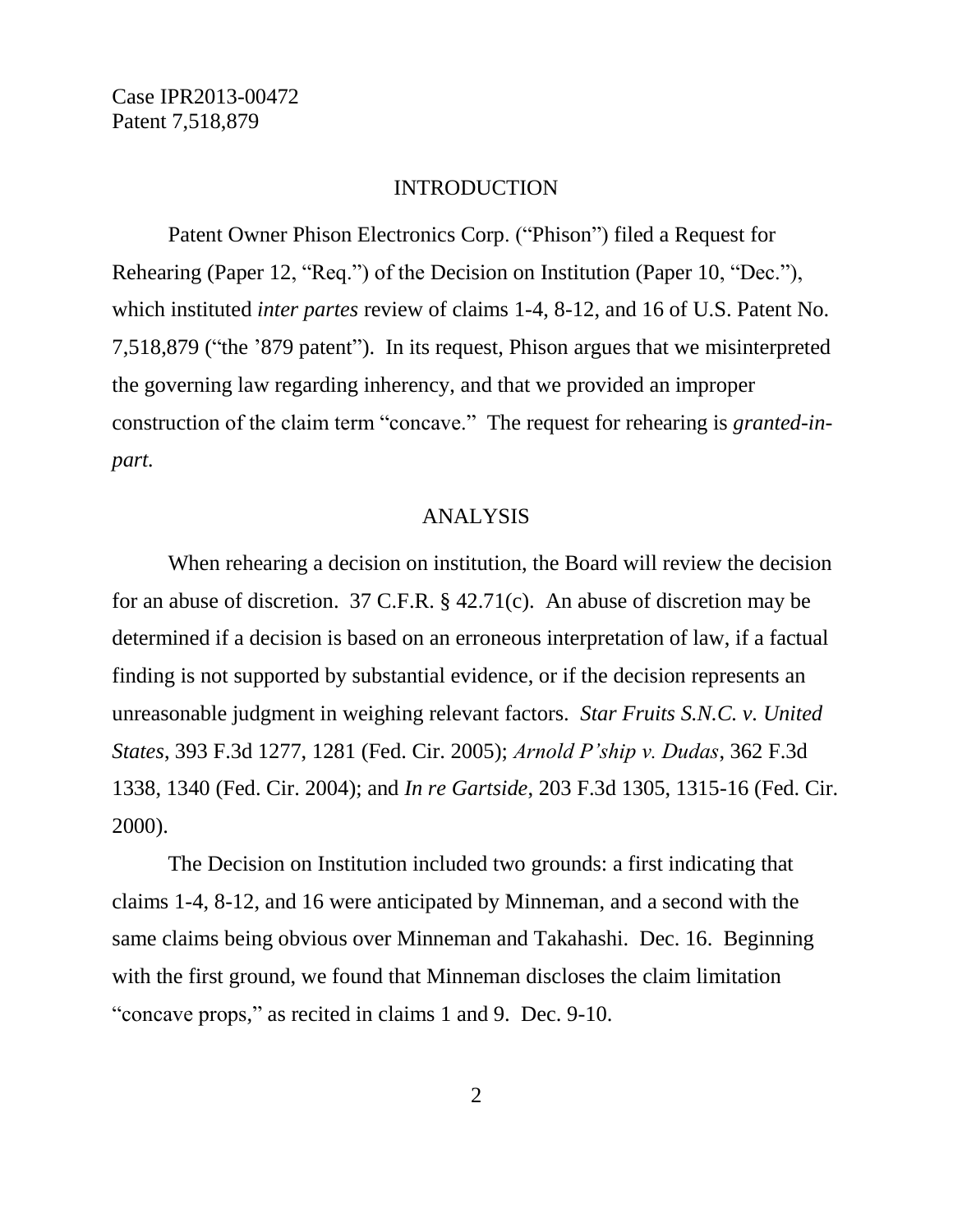## INTRODUCTION

Patent Owner Phison Electronics Corp. ("Phison") filed a Request for Rehearing (Paper 12, "Req.") of the Decision on Institution (Paper 10, "Dec."), which instituted *inter partes* review of claims 1-4, 8-12, and 16 of U.S. Patent No. 7,518,879 ("the '879 patent"). In its request, Phison argues that we misinterpreted the governing law regarding inherency, and that we provided an improper construction of the claim term "concave." The request for rehearing is *granted-in-part.*

## ANALYSIS

When rehearing a decision on institution, the Board will review the decision for an abuse of discretion. 37 C.F.R. § 42.71(c). An abuse of discretion may be determined if a decision is based on an erroneous interpretation of law, if a factual finding is not supported by substantial evidence, or if the decision represents an unreasonable judgment in weighing relevant factors. *Star Fruits S.N.C. v. United States*, 393 F.3d 1277, 1281 (Fed. Cir. 2005); *Arnold P'ship v. Dudas*, 362 F.3d 1338, 1340 (Fed. Cir. 2004); and *In re Gartside*, 203 F.3d 1305, 1315-16 (Fed. Cir. 2000).

The Decision on Institution included two grounds: a first indicating that claims 1-4, 8-12, and 16 were anticipated by Minneman, and a second with the same claims being obvious over Minneman and Takahashi. Dec. 16. Beginning with the first ground, we found that Minneman discloses the claim limitation "concave props," as recited in claims 1 and 9. Dec. 9-10.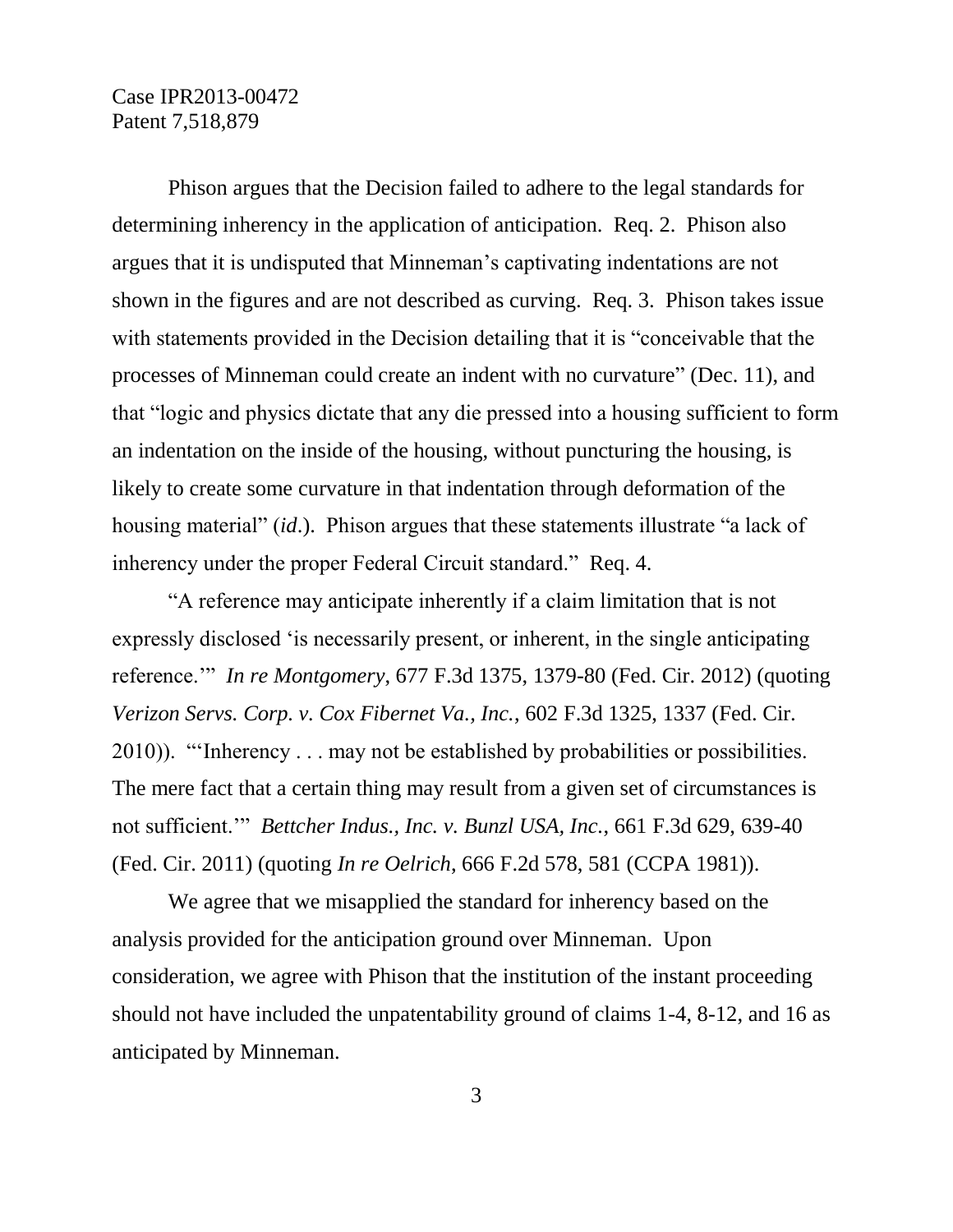Phison argues that the Decision failed to adhere to the legal standards for determining inherency in the application of anticipation. Req. 2. Phison also argues that it is undisputed that Minneman's captivating indentations are not shown in the figures and are not described as curving. Req. 3. Phison takes issue with statements provided in the Decision detailing that it is "conceivable that the processes of Minneman could create an indent with no curvature" (Dec. 11), and that "logic and physics dictate that any die pressed into a housing sufficient to form an indentation on the inside of the housing, without puncturing the housing, is likely to create some curvature in that indentation through deformation of the housing material" (*id*.). Phison argues that these statements illustrate "a lack of inherency under the proper Federal Circuit standard." Req. 4.

"A reference may anticipate inherently if a claim limitation that is not expressly disclosed 'is necessarily present, or inherent, in the single anticipating reference.'" *In re Montgomery*, 677 F.3d 1375, 1379-80 (Fed. Cir. 2012) (quoting *Verizon Servs. Corp. v. Cox Fibernet Va., Inc.*, 602 F.3d 1325, 1337 (Fed. Cir. 2010)). "'Inherency . . . may not be established by probabilities or possibilities. The mere fact that a certain thing may result from a given set of circumstances is not sufficient.'" *Bettcher Indus., Inc. v. Bunzl USA, Inc.*, 661 F.3d 629, 639-40 (Fed. Cir. 2011) (quoting *In re Oelrich*, 666 F.2d 578, 581 (CCPA 1981)).

We agree that we misapplied the standard for inherency based on the analysis provided for the anticipation ground over Minneman. Upon consideration, we agree with Phison that the institution of the instant proceeding should not have included the unpatentability ground of claims 1-4, 8-12, and 16 as anticipated by Minneman.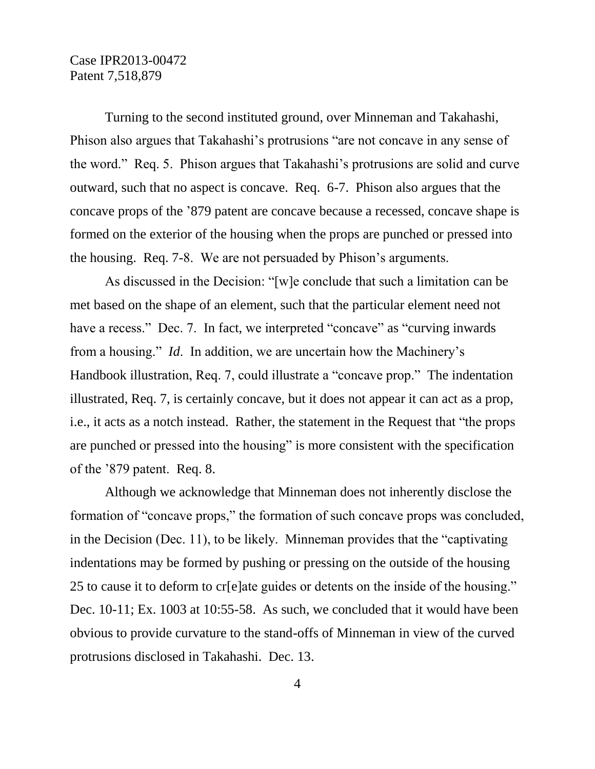Turning to the second instituted ground, over Minneman and Takahashi, Phison also argues that Takahashi's protrusions "are not concave in any sense of the word." Req. 5. Phison argues that Takahashi's protrusions are solid and curve outward, such that no aspect is concave. Req. 6-7. Phison also argues that the concave props of the '879 patent are concave because a recessed, concave shape is formed on the exterior of the housing when the props are punched or pressed into the housing. Req. 7-8. We are not persuaded by Phison's arguments.

As discussed in the Decision: "[w]e conclude that such a limitation can be met based on the shape of an element, such that the particular element need not have a recess." Dec. 7. In fact, we interpreted "concave" as "curving inwards from a housing." *Id*. In addition, we are uncertain how the Machinery's Handbook illustration, Req. 7, could illustrate a "concave prop." The indentation illustrated, Req. 7, is certainly concave, but it does not appear it can act as a prop, i.e., it acts as a notch instead. Rather, the statement in the Request that "the props are punched or pressed into the housing" is more consistent with the specification of the '879 patent. Req. 8.

Although we acknowledge that Minneman does not inherently disclose the formation of "concave props," the formation of such concave props was concluded, in the Decision (Dec. 11), to be likely. Minneman provides that the "captivating indentations may be formed by pushing or pressing on the outside of the housing 25 to cause it to deform to cr[e]ate guides or detents on the inside of the housing." Dec. 10-11; Ex. 1003 at 10:55-58. As such, we concluded that it would have been obvious to provide curvature to the stand-offs of Minneman in view of the curved protrusions disclosed in Takahashi. Dec. 13.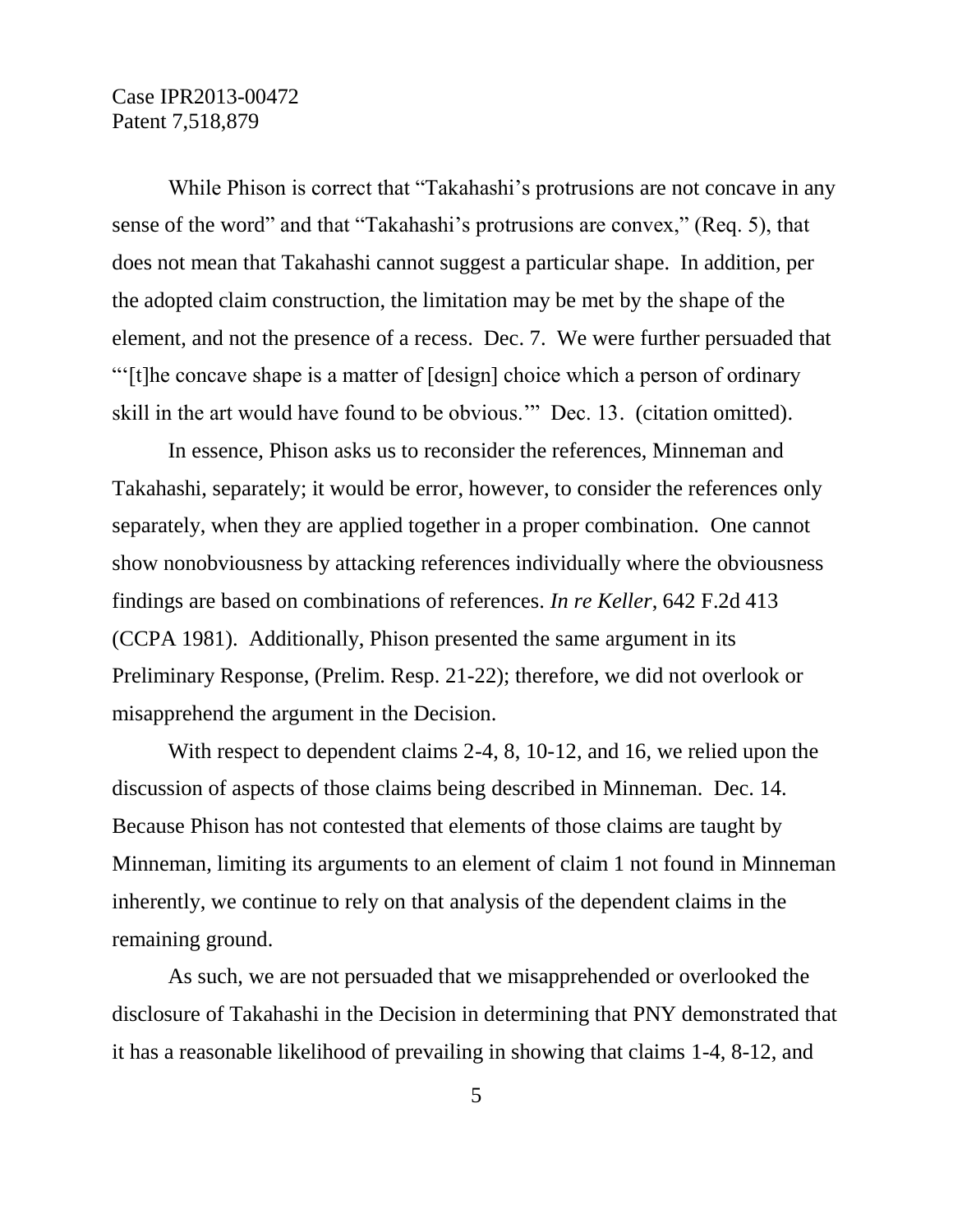While Phison is correct that "Takahashi's protrusions are not concave in any sense of the word" and that "Takahashi's protrusions are convex," (Req. 5), that does not mean that Takahashi cannot suggest a particular shape. In addition, per the adopted claim construction, the limitation may be met by the shape of the element, and not the presence of a recess. Dec. 7. We were further persuaded that "'[t]he concave shape is a matter of [design] choice which a person of ordinary skill in the art would have found to be obvious.'" Dec. 13. (citation omitted).

In essence, Phison asks us to reconsider the references, Minneman and Takahashi, separately; it would be error, however, to consider the references only separately, when they are applied together in a proper combination. One cannot show nonobviousness by attacking references individually where the obviousness findings are based on combinations of references. *In re Keller*, 642 F.2d 413 (CCPA 1981). Additionally, Phison presented the same argument in its Preliminary Response, (Prelim. Resp. 21-22); therefore, we did not overlook or misapprehend the argument in the Decision.

With respect to dependent claims 2-4, 8, 10-12, and 16, we relied upon the discussion of aspects of those claims being described in Minneman. Dec. 14. Because Phison has not contested that elements of those claims are taught by Minneman, limiting its arguments to an element of claim 1 not found in Minneman inherently, we continue to rely on that analysis of the dependent claims in the remaining ground.

As such, we are not persuaded that we misapprehended or overlooked the disclosure of Takahashi in the Decision in determining that PNY demonstrated that it has a reasonable likelihood of prevailing in showing that claims 1-4, 8-12, and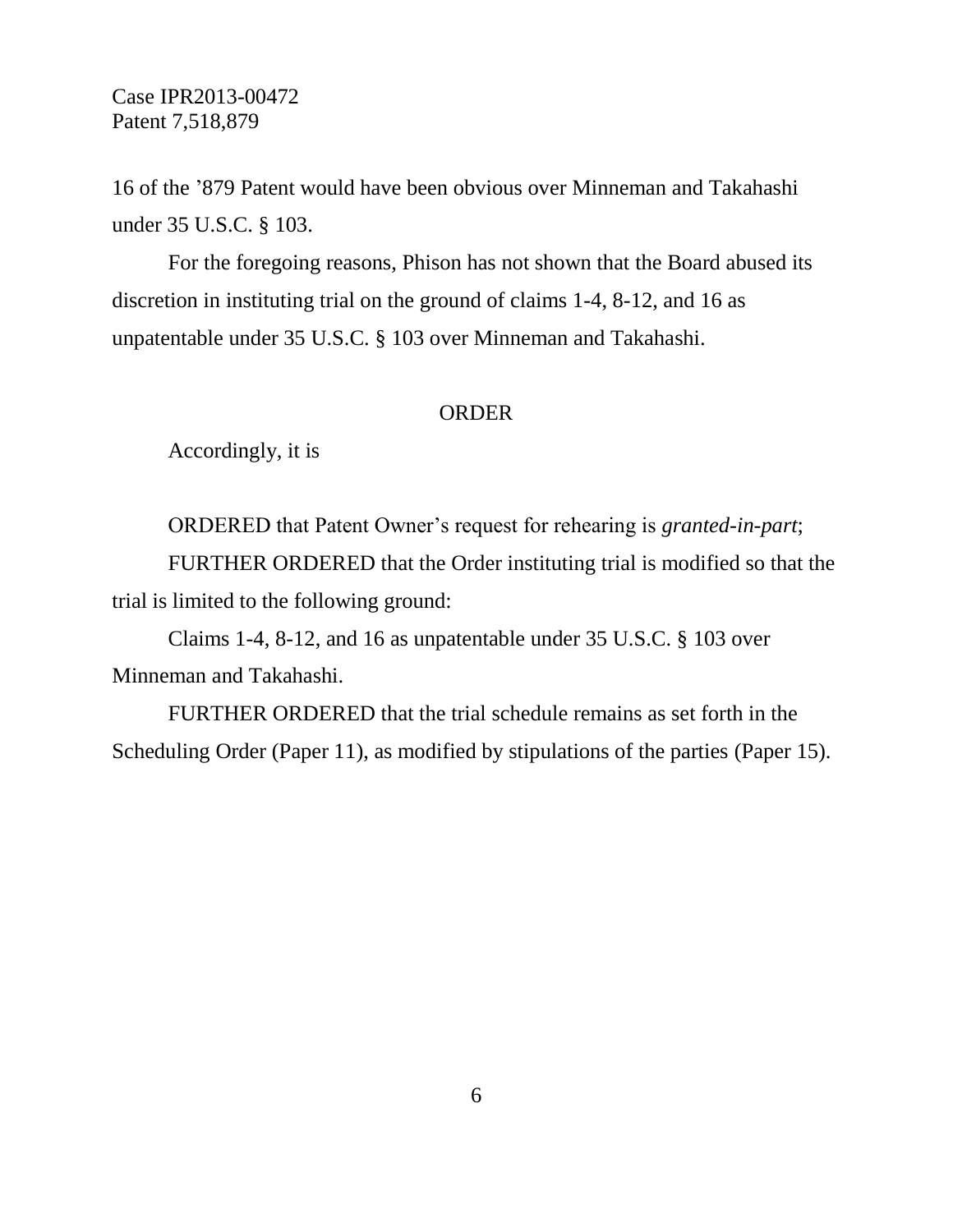16 of the ’879 Patent would have been obvious over Minneman and Takahashi under 35 U.S.C. § 103.

For the foregoing reasons, Phison has not shown that the Board abused its discretion in instituting trial on the ground of claims 1-4, 8-12, and 16 as unpatentable under 35 U.S.C. § 103 over Minneman and Takahashi.

## ORDER

Accordingly, it is

ORDERED that Patent Owner’s request for rehearing is *granted-in-part*;

FURTHER ORDERED that the Order instituting trial is modified so that the trial is limited to the following ground:

Claims 1-4, 8-12, and 16 as unpatentable under 35 U.S.C. § 103 over Minneman and Takahashi.

FURTHER ORDERED that the trial schedule remains as set forth in the Scheduling Order (Paper 11), as modified by stipulations of the parties (Paper 15).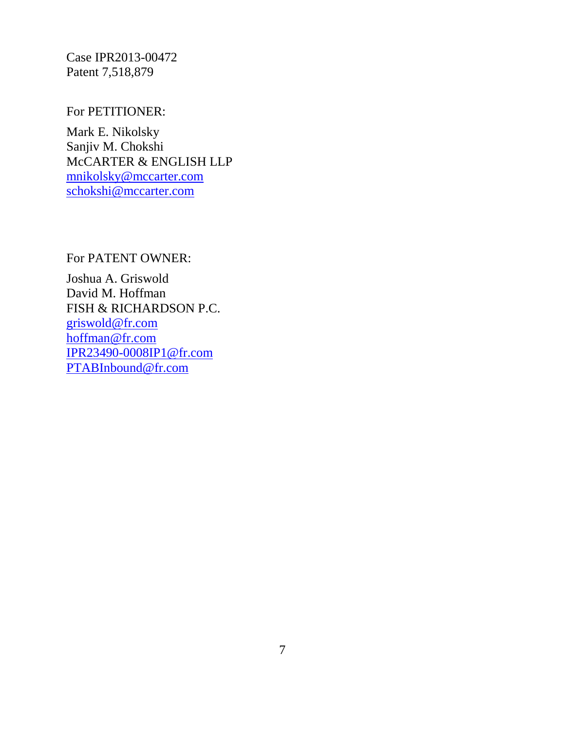Case IPR2013-00472
Patent 7,518,879

For PETITIONER:

Mark E. Nikolsky
Sanjiv M. Chokshi
McCARTER & ENGLISH LLP
mnikolsky@mccarter.com
schokshi@mccarter.com

For PATENT OWNER:

Joshua A. Griswold
David M. Hoffman
FISH & RICHARDSON P.C.
griswold@fr.com
hoffman@fr.com
IPR23490-0008IP1@fr.com
PTABInbound@fr.com